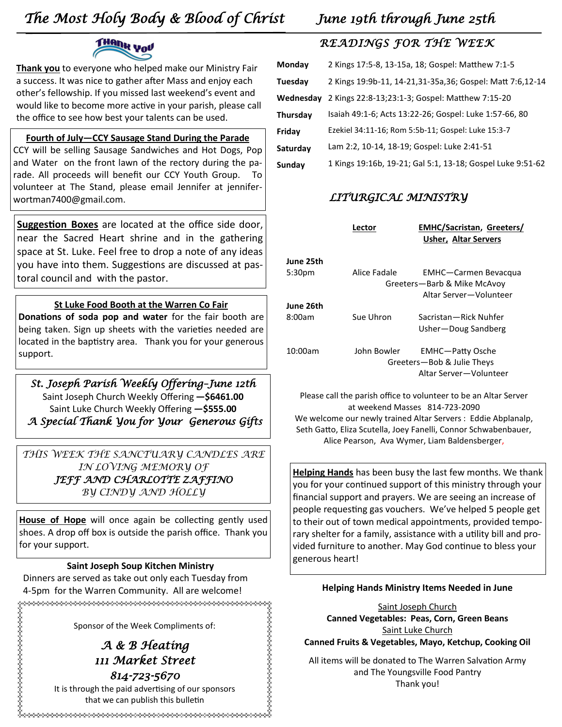# The Most Holy Body & Blood of Christ — June 19th through June 25th

**Thank you** to everyone who helped make our Ministry Fair a success. It was nice to gather after Mass and enjoy each other's fellowship. If you missed last weekend's event and would like to become more active in your parish, please call the office to see how best your talents can be used.

**Fourth of July—CCY Sausage Stand During the Parade**

CCY will be selling Sausage Sandwiches and Hot Dogs, Pop and Water on the front lawn of the rectory during the parade. All proceeds will benefit our CCY Youth Group. To volunteer at The Stand, please email Jennifer at jennifer-wortman7400@gmail.com.

**Suggestion Boxes** are located at the office side door, near the Sacred Heart shrine and in the gathering space at St. Luke. Feel free to drop a note of any ideas you have into them. Suggestions are discussed at pastoral council and with the pastor.

**St Luke Food Booth at the Warren Co Fair**

**Donations of soda pop and water** for the fair booth are being taken. Sign up sheets with the varieties needed are located in the baptistry area. Thank you for your generous support.

*St. Joseph Parish Weekly Offering-June 12th*

Saint Joseph Church Weekly Offering **—$6461.00**
Saint Luke Church Weekly Offering **—$555.00**

*A Special Thank You for Your Generous Gifts*

*THIS WEEK THE SANCTUARY CANDLES ARE IN LOVING MEMORY OF*
***JEFF AND CHARLOTTE ZAFFINO***
*BY CINDY AND HOLLY*

**House of Hope** will once again be collecting gently used shoes. A drop off box is outside the parish office. Thank you for your support.

**Saint Joseph Soup Kitchen Ministry**

Dinners are served as take out only each Tuesday from 4-5pm for the Warren Community. All are welcome!

Sponsor of the Week Compliments of:

*A & B Heating*
*111 Market Street*
*814-723-5670*

It is through the paid advertising of our sponsors that we can publish this bulletin

## READINGS FOR THE WEEK

| | |
|---|---|
| **Monday** | 2 Kings 17:5-8, 13-15a, 18; Gospel: Matthew 7:1-5 |
| **Tuesday** | 2 Kings 19:9b-11, 14-21,31-35a,36; Gospel: Matt 7:6,12-14 |
| **Wednesday** | 2 Kings 22:8-13;23:1-3; Gospel: Matthew 7:15-20 |
| **Thursday** | Isaiah 49:1-6; Acts 13:22-26; Gospel: Luke 1:57-66, 80 |
| **Friday** | Ezekiel 34:11-16; Rom 5:5b-11; Gospel: Luke 15:3-7 |
| **Saturday** | Lam 2:2, 10-14, 18-19; Gospel: Luke 2:41-51 |
| **Sunday** | 1 Kings 19:16b, 19-21; Gal 5:1, 13-18; Gospel Luke 9:51-62 |

## LITURGICAL MINISTRY

| | Lector | EMHC/Sacristan, Greeters/ Usher, Altar Servers |
|---|---|---|
| **June 25th** 5:30pm | Alice Fadale | EMHC—Carmen Bevacqua<br>Greeters—Barb & Mike McAvoy<br>Altar Server—Volunteer |
| **June 26th** 8:00am | Sue Uhron | Sacristan—Rick Nuhfer<br>Usher—Doug Sandberg |
| 10:00am | John Bowler | EMHC—Patty Osche<br>Greeters—Bob & Julie Theys<br>Altar Server—Volunteer |

Please call the parish office to volunteer to be an Altar Server at weekend Masses 814-723-2090

We welcome our newly trained Altar Servers : Eddie Abplanalp, Seth Gatto, Eliza Scutella, Joey Fanelli, Connor Schwabenbauer, Alice Pearson, Ava Wymer, Liam Baldensberger,

**Helping Hands** has been busy the last few months. We thank you for your continued support of this ministry through your financial support and prayers. We are seeing an increase of people requesting gas vouchers. We've helped 5 people get to their out of town medical appointments, provided temporary shelter for a family, assistance with a utility bill and provided furniture to another. May God continue to bless your generous heart!

**Helping Hands Ministry Items Needed in June**

Saint Joseph Church
**Canned Vegetables: Peas, Corn, Green Beans**

Saint Luke Church
**Canned Fruits & Vegetables, Mayo, Ketchup, Cooking Oil**

All items will be donated to The Warren Salvation Army and The Youngsville Food Pantry
Thank you!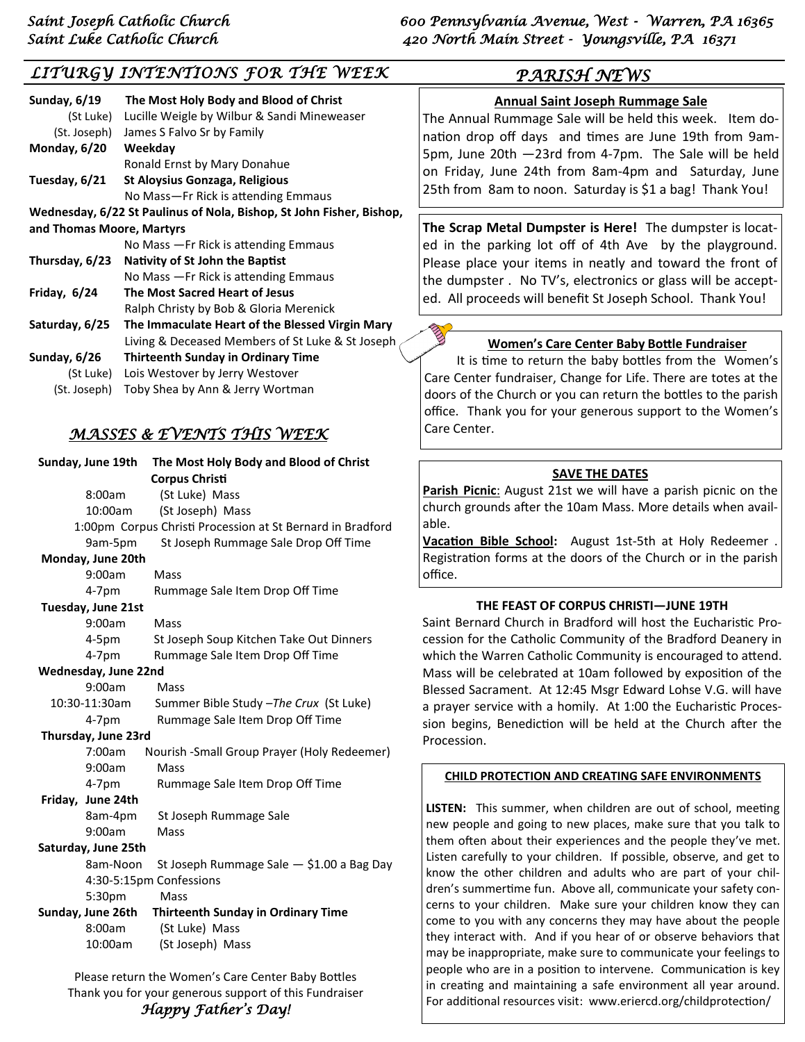Saint Joseph Catholic Church — 600 Pennsylvania Avenue, West - Warren, PA 16365

Saint Luke Catholic Church — 420 North Main Street - Youngsville, PA 16371

## LITURGY INTENTIONS FOR THE WEEK

**Sunday, 6/19** — **The Most Holy Body and Blood of Christ**
- (St Luke) Lucille Weigle by Wilbur & Sandi Mineweaser
- (St. Joseph) James S Falvo Sr by Family

**Monday, 6/20** — **Weekday**
- Ronald Ernst by Mary Donahue

**Tuesday, 6/21** — **St Aloysius Gonzaga, Religious**
- No Mass—Fr Rick is attending Emmaus

**Wednesday, 6/22 St Paulinus of Nola, Bishop, St John Fisher, Bishop, and Thomas Moore, Martyrs**
- No Mass —Fr Rick is attending Emmaus

**Thursday, 6/23** — **Nativity of St John the Baptist**
- No Mass —Fr Rick is attending Emmaus

**Friday, 6/24** — **The Most Sacred Heart of Jesus**
- Ralph Christy by Bob & Gloria Merenick

**Saturday, 6/25** — **The Immaculate Heart of the Blessed Virgin Mary**
- Living & Deceased Members of St Luke & St Joseph

**Sunday, 6/26** — **Thirteenth Sunday in Ordinary Time**
- (St Luke) Lois Westover by Jerry Westover
- (St. Joseph) Toby Shea by Ann & Jerry Wortman

## MASSES & EVENTS THIS WEEK

**Sunday, June 19th** — **The Most Holy Body and Blood of Christ Corpus Christi**
- 8:00am (St Luke) Mass
- 10:00am (St Joseph) Mass
- 1:00pm Corpus Christi Procession at St Bernard in Bradford
- 9am-5pm St Joseph Rummage Sale Drop Off Time

**Monday, June 20th**
- 9:00am Mass
- 4-7pm Rummage Sale Item Drop Off Time

**Tuesday, June 21st**
- 9:00am Mass
- 4-5pm St Joseph Soup Kitchen Take Out Dinners
- 4-7pm Rummage Sale Item Drop Off Time

**Wednesday, June 22nd**
- 9:00am Mass
- 10:30-11:30am Summer Bible Study –*The Crux* (St Luke)
- 4-7pm Rummage Sale Item Drop Off Time

**Thursday, June 23rd**
- 7:00am Nourish -Small Group Prayer (Holy Redeemer)
- 9:00am Mass
- 4-7pm Rummage Sale Item Drop Off Time

**Friday, June 24th**
- 8am-4pm St Joseph Rummage Sale
- 9:00am Mass

**Saturday, June 25th**
- 8am-Noon St Joseph Rummage Sale — $1.00 a Bag Day
- 4:30-5:15pm Confessions
- 5:30pm Mass

**Sunday, June 26th** — **Thirteenth Sunday in Ordinary Time**
- 8:00am (St Luke) Mass
- 10:00am (St Joseph) Mass

Please return the Women's Care Center Baby Bottles
Thank you for your generous support of this Fundraiser

*Happy Father's Day!*

## PARISH NEWS

### Annual Saint Joseph Rummage Sale

The Annual Rummage Sale will be held this week. Item donation drop off days and times are June 19th from 9am-5pm, June 20th —23rd from 4-7pm. The Sale will be held on Friday, June 24th from 8am-4pm and Saturday, June 25th from 8am to noon. Saturday is $1 a bag! Thank You!

**The Scrap Metal Dumpster is Here!** The dumpster is located in the parking lot off of 4th Ave by the playground. Please place your items in neatly and toward the front of the dumpster . No TV's, electronics or glass will be accepted. All proceeds will benefit St Joseph School. Thank You!

### Women's Care Center Baby Bottle Fundraiser

It is time to return the baby bottles from the Women's Care Center fundraiser, Change for Life. There are totes at the doors of the Church or you can return the bottles to the parish office. Thank you for your generous support to the Women's Care Center.

### SAVE THE DATES

**Parish Picnic**: August 21st we will have a parish picnic on the church grounds after the 10am Mass. More details when available.

**Vacation Bible School:** August 1st-5th at Holy Redeemer . Registration forms at the doors of the Church or in the parish office.

### THE FEAST OF CORPUS CHRISTI—JUNE 19TH

Saint Bernard Church in Bradford will host the Eucharistic Procession for the Catholic Community of the Bradford Deanery in which the Warren Catholic Community is encouraged to attend. Mass will be celebrated at 10am followed by exposition of the Blessed Sacrament. At 12:45 Msgr Edward Lohse V.G. will have a prayer service with a homily. At 1:00 the Eucharistic Procession begins, Benediction will be held at the Church after the Procession.

### CHILD PROTECTION AND CREATING SAFE ENVIRONMENTS

**LISTEN:** This summer, when children are out of school, meeting new people and going to new places, make sure that you talk to them often about their experiences and the people they've met. Listen carefully to your children. If possible, observe, and get to know the other children and adults who are part of your children's summertime fun. Above all, communicate your safety concerns to your children. Make sure your children know they can come to you with any concerns they may have about the people they interact with. And if you hear of or observe behaviors that may be inappropriate, make sure to communicate your feelings to people who are in a position to intervene. Communication is key in creating and maintaining a safe environment all year around. For additional resources visit: www.eriercd.org/childprotection/